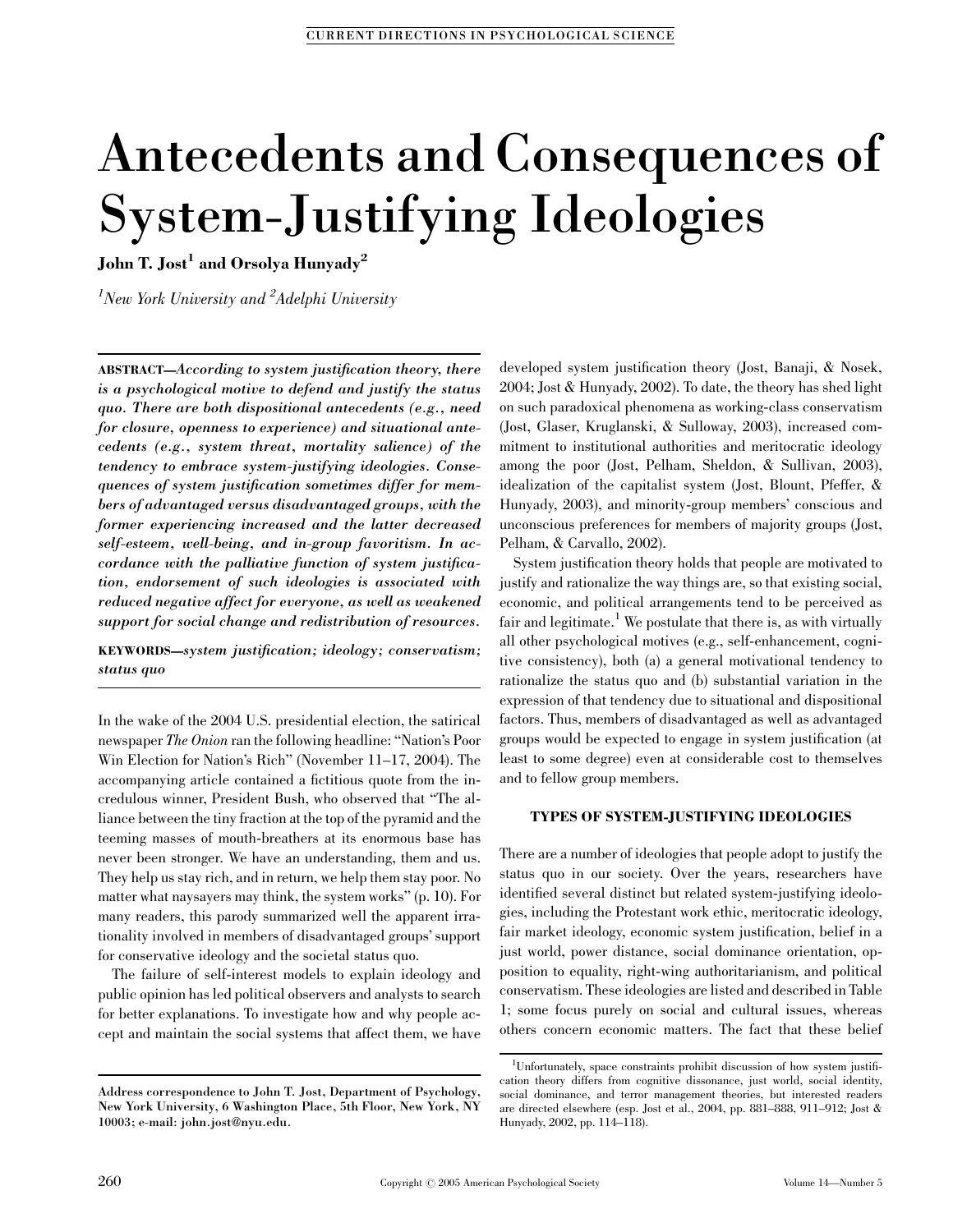# Antecedents and Consequences of System-Justifying Ideologies

**John T. Jost[1] and Orsolya Hunyady[2]**

*[1]New York University and [2]Adelphi University*

**ABSTRACT—*According to system justification theory, there is a psychological motive to defend and justify the status quo. There are both dispositional antecedents (e.g., need for closure, openness to experience) and situational antecedents (e.g., system threat, mortality salience) of the tendency to embrace system-justifying ideologies. Consequences of system justification sometimes differ for members of advantaged versus disadvantaged groups, with the former experiencing increased and the latter decreased self-esteem, well-being, and in-group favoritism. In accordance with the palliative function of system justification, endorsement of such ideologies is associated with reduced negative affect for everyone, as well as weakened support for social change and redistribution of resources.***

**KEYWORDS—*system justification; ideology; conservatism; status quo***

In the wake of the 2004 U.S. presidential election, the satirical newspaper *The Onion* ran the following headline: "Nation's Poor Win Election for Nation's Rich" (November 11–17, 2004). The accompanying article contained a fictitious quote from the incredulous winner, President Bush, who observed that "The alliance between the tiny fraction at the top of the pyramid and the teeming masses of mouth-breathers at its enormous base has never been stronger. We have an understanding, them and us. They help us stay rich, and in return, we help them stay poor. No matter what naysayers may think, the system works" (p. 10). For many readers, this parody summarized well the apparent irrationality involved in members of disadvantaged groups' support for conservative ideology and the societal status quo.

The failure of self-interest models to explain ideology and public opinion has led political observers and analysts to search for better explanations. To investigate how and why people accept and maintain the social systems that affect them, we have developed system justification theory (Jost, Banaji, & Nosek, 2004; Jost & Hunyady, 2002). To date, the theory has shed light on such paradoxical phenomena as working-class conservatism (Jost, Glaser, Kruglanski, & Sulloway, 2003), increased commitment to institutional authorities and meritocratic ideology among the poor (Jost, Pelham, Sheldon, & Sullivan, 2003), idealization of the capitalist system (Jost, Blount, Pfeffer, & Hunyady, 2003), and minority-group members' conscious and unconscious preferences for members of majority groups (Jost, Pelham, & Carvallo, 2002).

System justification theory holds that people are motivated to justify and rationalize the way things are, so that existing social, economic, and political arrangements tend to be perceived as fair and legitimate.[1] We postulate that there is, as with virtually all other psychological motives (e.g., self-enhancement, cognitive consistency), both (a) a general motivational tendency to rationalize the status quo and (b) substantial variation in the expression of that tendency due to situational and dispositional factors. Thus, members of disadvantaged as well as advantaged groups would be expected to engage in system justification (at least to some degree) even at considerable cost to themselves and to fellow group members.

## TYPES OF SYSTEM-JUSTIFYING IDEOLOGIES

There are a number of ideologies that people adopt to justify the status quo in our society. Over the years, researchers have identified several distinct but related system-justifying ideologies, including the Protestant work ethic, meritocratic ideology, fair market ideology, economic system justification, belief in a just world, power distance, social dominance orientation, opposition to equality, right-wing authoritarianism, and political conservatism. These ideologies are listed and described in Table 1; some focus purely on social and cultural issues, whereas others concern economic matters. The fact that these belief

[1]Unfortunately, space constraints prohibit discussion of how system justification theory differs from cognitive dissonance, just world, social identity, social dominance, and terror management theories, but interested readers are directed elsewhere (esp. Jost et al., 2004, pp. 881–888, 911–912; Jost & Hunyady, 2002, pp. 114–118).

Address correspondence to John T. Jost, Department of Psychology, New York University, 6 Washington Place, 5th Floor, New York, NY 10003; e-mail: john.jost@nyu.edu.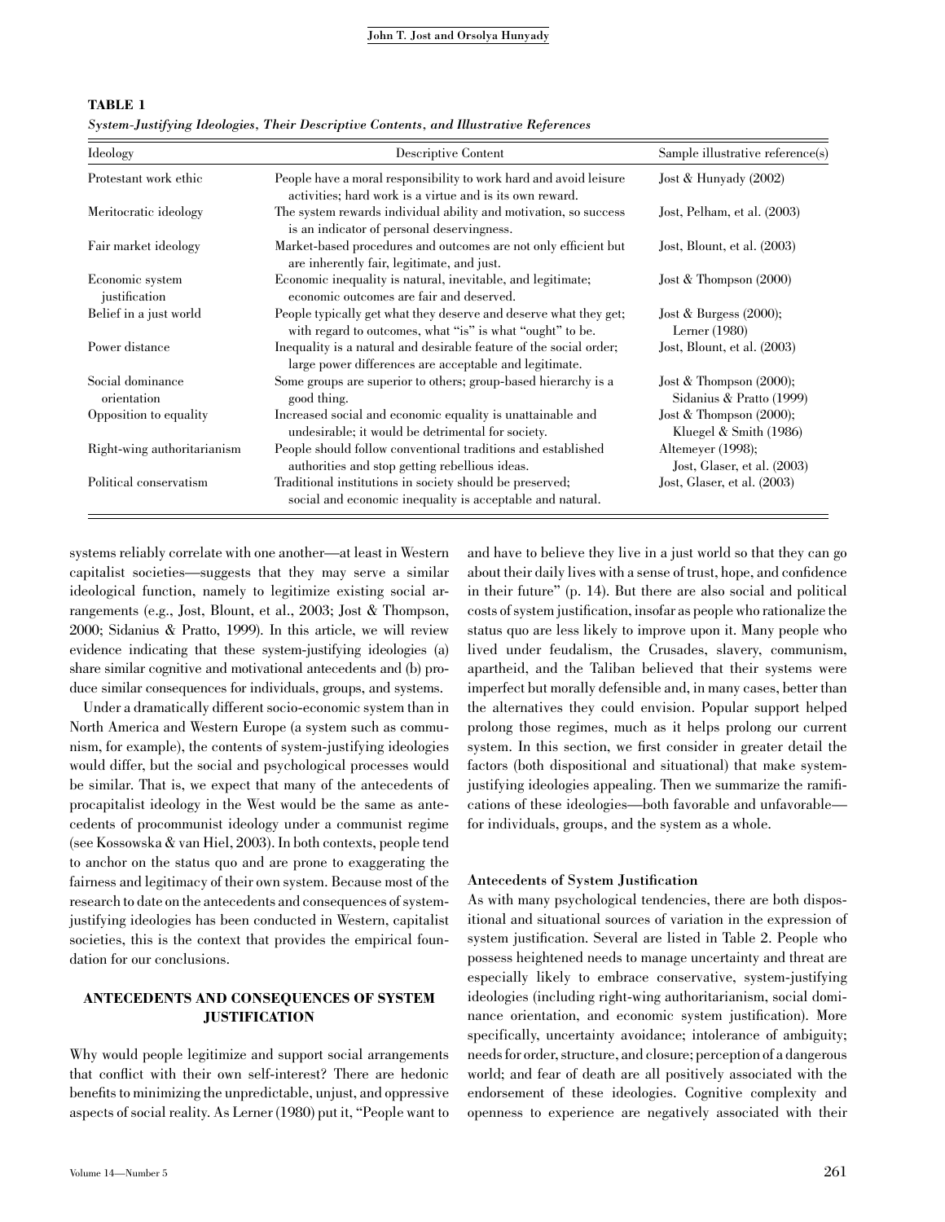**TABLE 1**

*System-Justifying Ideologies, Their Descriptive Contents, and Illustrative References*

| Ideology | Descriptive Content | Sample illustrative reference(s) |
|---|---|---|
| Protestant work ethic | People have a moral responsibility to work hard and avoid leisure activities; hard work is a virtue and is its own reward. | Jost & Hunyady (2002) |
| Meritocratic ideology | The system rewards individual ability and motivation, so success is an indicator of personal deservingness. | Jost, Pelham, et al. (2003) |
| Fair market ideology | Market-based procedures and outcomes are not only efficient but are inherently fair, legitimate, and just. | Jost, Blount, et al. (2003) |
| Economic system justification | Economic inequality is natural, inevitable, and legitimate; economic outcomes are fair and deserved. | Jost & Thompson (2000) |
| Belief in a just world | People typically get what they deserve and deserve what they get; with regard to outcomes, what "is" is what "ought" to be. | Jost & Burgess (2000); Lerner (1980) |
| Power distance | Inequality is a natural and desirable feature of the social order; large power differences are acceptable and legitimate. | Jost, Blount, et al. (2003) |
| Social dominance orientation | Some groups are superior to others; group-based hierarchy is a good thing. | Jost & Thompson (2000); Sidanius & Pratto (1999) |
| Opposition to equality | Increased social and economic equality is unattainable and undesirable; it would be detrimental for society. | Jost & Thompson (2000); Kluegel & Smith (1986) |
| Right-wing authoritarianism | People should follow conventional traditions and established authorities and stop getting rebellious ideas. | Altemeyer (1998); Jost, Glaser, et al. (2003) |
| Political conservatism | Traditional institutions in society should be preserved; social and economic inequality is acceptable and natural. | Jost, Glaser, et al. (2003) |

systems reliably correlate with one another—at least in Western capitalist societies—suggests that they may serve a similar ideological function, namely to legitimize existing social arrangements (e.g., Jost, Blount, et al., 2003; Jost & Thompson, 2000; Sidanius & Pratto, 1999). In this article, we will review evidence indicating that these system-justifying ideologies (a) share similar cognitive and motivational antecedents and (b) produce similar consequences for individuals, groups, and systems.

Under a dramatically different socio-economic system than in North America and Western Europe (a system such as communism, for example), the contents of system-justifying ideologies would differ, but the social and psychological processes would be similar. That is, we expect that many of the antecedents of procapitalist ideology in the West would be the same as antecedents of procommunist ideology under a communist regime (see Kossowska & van Hiel, 2003). In both contexts, people tend to anchor on the status quo and are prone to exaggerating the fairness and legitimacy of their own system. Because most of the research to date on the antecedents and consequences of system-justifying ideologies has been conducted in Western, capitalist societies, this is the context that provides the empirical foundation for our conclusions.

## ANTECEDENTS AND CONSEQUENCES OF SYSTEM JUSTIFICATION

Why would people legitimize and support social arrangements that conflict with their own self-interest? There are hedonic benefits to minimizing the unpredictable, unjust, and oppressive aspects of social reality. As Lerner (1980) put it, "People want to and have to believe they live in a just world so that they can go about their daily lives with a sense of trust, hope, and confidence in their future" (p. 14). But there are also social and political costs of system justification, insofar as people who rationalize the status quo are less likely to improve upon it. Many people who lived under feudalism, the Crusades, slavery, communism, apartheid, and the Taliban believed that their systems were imperfect but morally defensible and, in many cases, better than the alternatives they could envision. Popular support helped prolong those regimes, much as it helps prolong our current system. In this section, we first consider in greater detail the factors (both dispositional and situational) that make system-justifying ideologies appealing. Then we summarize the ramifications of these ideologies—both favorable and unfavorable—for individuals, groups, and the system as a whole.

### Antecedents of System Justification

As with many psychological tendencies, there are both dispositional and situational sources of variation in the expression of system justification. Several are listed in Table 2. People who possess heightened needs to manage uncertainty and threat are especially likely to embrace conservative, system-justifying ideologies (including right-wing authoritarianism, social dominance orientation, and economic system justification). More specifically, uncertainty avoidance; intolerance of ambiguity; needs for order, structure, and closure; perception of a dangerous world; and fear of death are all positively associated with the endorsement of these ideologies. Cognitive complexity and openness to experience are negatively associated with their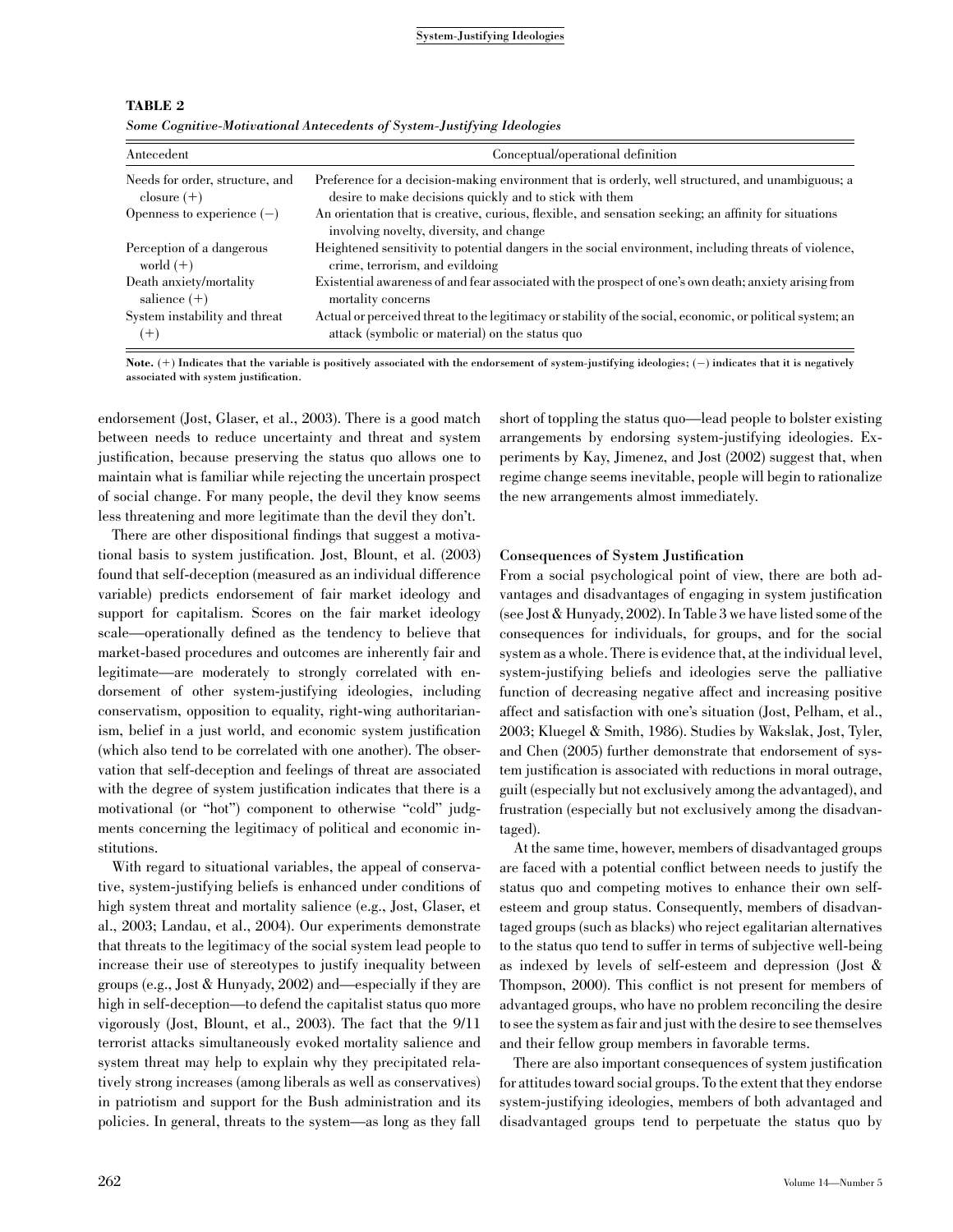**TABLE 2**

*Some Cognitive-Motivational Antecedents of System-Justifying Ideologies*

| Antecedent | Conceptual/operational definition |
|---|---|
| Needs for order, structure, and closure (+) | Preference for a decision-making environment that is orderly, well structured, and unambiguous; a desire to make decisions quickly and to stick with them |
| Openness to experience (−) | An orientation that is creative, curious, flexible, and sensation seeking; an affinity for situations involving novelty, diversity, and change |
| Perception of a dangerous world (+) | Heightened sensitivity to potential dangers in the social environment, including threats of violence, crime, terrorism, and evildoing |
| Death anxiety/mortality salience (+) | Existential awareness of and fear associated with the prospect of one's own death; anxiety arising from mortality concerns |
| System instability and threat (+) | Actual or perceived threat to the legitimacy or stability of the social, economic, or political system; an attack (symbolic or material) on the status quo |

**Note.** (+) Indicates that the variable is positively associated with the endorsement of system-justifying ideologies; (−) indicates that it is negatively associated with system justification.

endorsement (Jost, Glaser, et al., 2003). There is a good match between needs to reduce uncertainty and threat and system justification, because preserving the status quo allows one to maintain what is familiar while rejecting the uncertain prospect of social change. For many people, the devil they know seems less threatening and more legitimate than the devil they don't.

There are other dispositional findings that suggest a motivational basis to system justification. Jost, Blount, et al. (2003) found that self-deception (measured as an individual difference variable) predicts endorsement of fair market ideology and support for capitalism. Scores on the fair market ideology scale—operationally defined as the tendency to believe that market-based procedures and outcomes are inherently fair and legitimate—are moderately to strongly correlated with endorsement of other system-justifying ideologies, including conservatism, opposition to equality, right-wing authoritarianism, belief in a just world, and economic system justification (which also tend to be correlated with one another). The observation that self-deception and feelings of threat are associated with the degree of system justification indicates that there is a motivational (or "hot") component to otherwise "cold" judgments concerning the legitimacy of political and economic institutions.

With regard to situational variables, the appeal of conservative, system-justifying beliefs is enhanced under conditions of high system threat and mortality salience (e.g., Jost, Glaser, et al., 2003; Landau, et al., 2004). Our experiments demonstrate that threats to the legitimacy of the social system lead people to increase their use of stereotypes to justify inequality between groups (e.g., Jost & Hunyady, 2002) and—especially if they are high in self-deception—to defend the capitalist status quo more vigorously (Jost, Blount, et al., 2003). The fact that the 9/11 terrorist attacks simultaneously evoked mortality salience and system threat may help to explain why they precipitated relatively strong increases (among liberals as well as conservatives) in patriotism and support for the Bush administration and its policies. In general, threats to the system—as long as they fall short of toppling the status quo—lead people to bolster existing arrangements by endorsing system-justifying ideologies. Experiments by Kay, Jimenez, and Jost (2002) suggest that, when regime change seems inevitable, people will begin to rationalize the new arrangements almost immediately.

### Consequences of System Justification

From a social psychological point of view, there are both advantages and disadvantages of engaging in system justification (see Jost & Hunyady, 2002). In Table 3 we have listed some of the consequences for individuals, for groups, and for the social system as a whole. There is evidence that, at the individual level, system-justifying beliefs and ideologies serve the palliative function of decreasing negative affect and increasing positive affect and satisfaction with one's situation (Jost, Pelham, et al., 2003; Kluegel & Smith, 1986). Studies by Wakslak, Jost, Tyler, and Chen (2005) further demonstrate that endorsement of system justification is associated with reductions in moral outrage, guilt (especially but not exclusively among the advantaged), and frustration (especially but not exclusively among the disadvantaged).

At the same time, however, members of disadvantaged groups are faced with a potential conflict between needs to justify the status quo and competing motives to enhance their own self-esteem and group status. Consequently, members of disadvantaged groups (such as blacks) who reject egalitarian alternatives to the status quo tend to suffer in terms of subjective well-being as indexed by levels of self-esteem and depression (Jost & Thompson, 2000). This conflict is not present for members of advantaged groups, who have no problem reconciling the desire to see the system as fair and just with the desire to see themselves and their fellow group members in favorable terms.

There are also important consequences of system justification for attitudes toward social groups. To the extent that they endorse system-justifying ideologies, members of both advantaged and disadvantaged groups tend to perpetuate the status quo by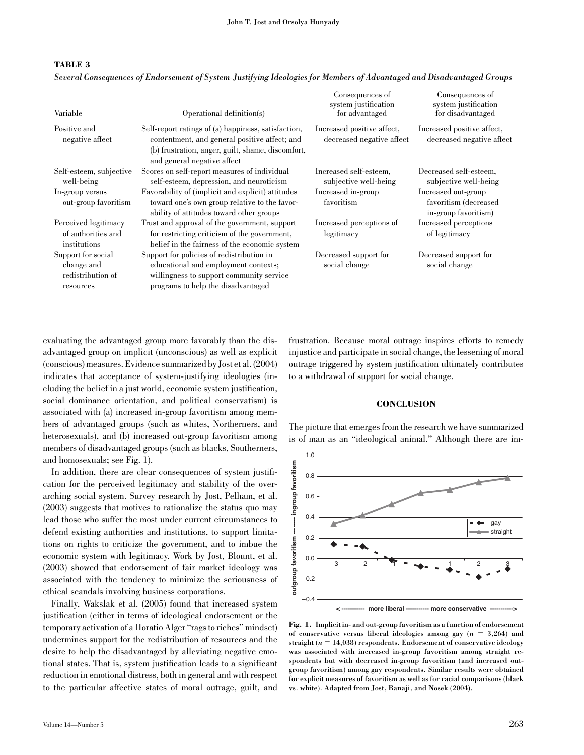**TABLE 3**

*Several Consequences of Endorsement of System-Justifying Ideologies for Members of Advantaged and Disadvantaged Groups*

| Variable | Operational definition(s) | Consequences of system justification for advantaged | Consequences of system justification for disadvantaged |
|---|---|---|---|
| Positive and negative affect | Self-report ratings of (a) happiness, satisfaction, contentment, and general positive affect; and (b) frustration, anger, guilt, shame, discomfort, and general negative affect | Increased positive affect, decreased negative affect | Increased positive affect, decreased negative affect |
| Self-esteem, subjective well-being | Scores on self-report measures of individual self-esteem, depression, and neuroticism | Increased self-esteem, subjective well-being | Decreased self-esteem, subjective well-being |
| In-group versus out-group favoritism | Favorability of (implicit and explicit) attitudes toward one's own group relative to the favorability of attitudes toward other groups | Increased in-group favoritism | Increased out-group favoritism (decreased in-group favoritism) |
| Perceived legitimacy of authorities and institutions | Trust and approval of the government, support for restricting criticism of the government, belief in the fairness of the economic system | Increased perceptions of legitimacy | Increased perceptions of legitimacy |
| Support for social change and redistribution of resources | Support for policies of redistribution in educational and employment contexts; willingness to support community service programs to help the disadvantaged | Decreased support for social change | Decreased support for social change |

evaluating the advantaged group more favorably than the disadvantaged group on implicit (unconscious) as well as explicit (conscious) measures. Evidence summarized by Jost et al. (2004) indicates that acceptance of system-justifying ideologies (including the belief in a just world, economic system justification, social dominance orientation, and political conservatism) is associated with (a) increased in-group favoritism among members of advantaged groups (such as whites, Northerners, and heterosexuals), and (b) increased out-group favoritism among members of disadvantaged groups (such as blacks, Southerners, and homosexuals; see Fig. 1).

In addition, there are clear consequences of system justification for the perceived legitimacy and stability of the overarching social system. Survey research by Jost, Pelham, et al. (2003) suggests that motives to rationalize the status quo may lead those who suffer the most under current circumstances to defend existing authorities and institutions, to support limitations on rights to criticize the government, and to imbue the economic system with legitimacy. Work by Jost, Blount, et al. (2003) showed that endorsement of free market ideology was associated with the tendency to minimize the seriousness of ethical scandals involving business corporations.

Finally, Wakslak et al. (2005) found that increased system justification (either in terms of ideological endorsement or the temporary activation of a Horatio Alger "rags to riches" mindset) undermines support for the redistribution of resources and the desire to help the disadvantaged by alleviating negative emotional states. That is, system justification leads to a significant reduction in emotional distress, both in general and with respect to the particular affective states of moral outrage, guilt, and frustration. Because moral outrage inspires efforts to remedy injustice and participate in social change, the lessening of moral outrage triggered by system justification ultimately contributes to a withdrawal of support for social change.

## CONCLUSION

The picture that emerges from the research we have summarized is of man as an "ideological animal." Although there are im-

**Fig. 1. Implicit in- and out-group favoritism as a function of endorsement of conservative versus liberal ideologies among gay ($n$ = 3,264) and straight ($n$ = 14,038) respondents. Endorsement of conservative ideology was associated with increased in-group favoritism among straight respondents but with decreased in-group favoritism (and increased out-group favoritism) among gay respondents. Similar results were obtained for explicit measures of favoritism as well as for racial comparisons (black vs. white). Adapted from Jost, Banaji, and Nosek (2004).**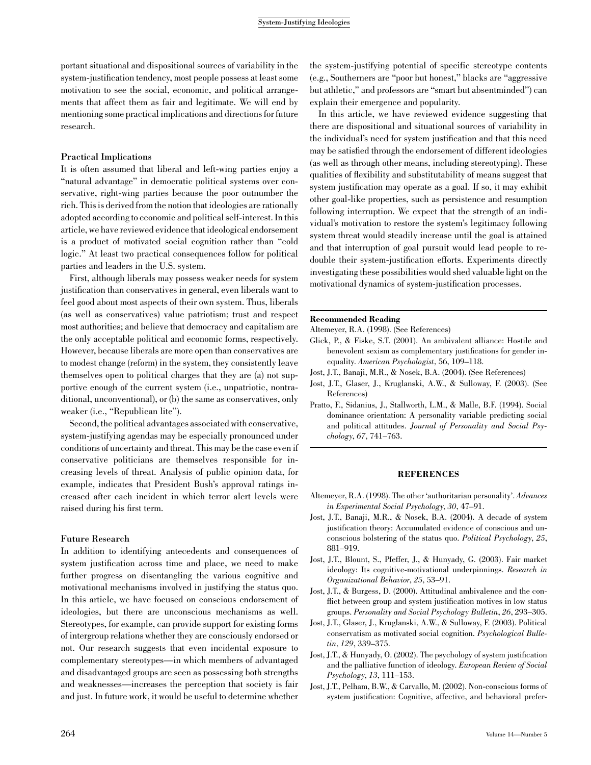portant situational and dispositional sources of variability in the system-justification tendency, most people possess at least some motivation to see the social, economic, and political arrangements that affect them as fair and legitimate. We will end by mentioning some practical implications and directions for future research.

### Practical Implications

It is often assumed that liberal and left-wing parties enjoy a "natural advantage" in democratic political systems over conservative, right-wing parties because the poor outnumber the rich. This is derived from the notion that ideologies are rationally adopted according to economic and political self-interest. In this article, we have reviewed evidence that ideological endorsement is a product of motivated social cognition rather than "cold logic." At least two practical consequences follow for political parties and leaders in the U.S. system.

First, although liberals may possess weaker needs for system justification than conservatives in general, even liberals want to feel good about most aspects of their own system. Thus, liberals (as well as conservatives) value patriotism; trust and respect most authorities; and believe that democracy and capitalism are the only acceptable political and economic forms, respectively. However, because liberals are more open than conservatives are to modest change (reform) in the system, they consistently leave themselves open to political charges that they are (a) not supportive enough of the current system (i.e., unpatriotic, nontraditional, unconventional), or (b) the same as conservatives, only weaker (i.e., "Republican lite").

Second, the political advantages associated with conservative, system-justifying agendas may be especially pronounced under conditions of uncertainty and threat. This may be the case even if conservative politicians are themselves responsible for increasing levels of threat. Analysis of public opinion data, for example, indicates that President Bush's approval ratings increased after each incident in which terror alert levels were raised during his first term.

### Future Research

In addition to identifying antecedents and consequences of system justification across time and place, we need to make further progress on disentangling the various cognitive and motivational mechanisms involved in justifying the status quo. In this article, we have focused on conscious endorsement of ideologies, but there are unconscious mechanisms as well. Stereotypes, for example, can provide support for existing forms of intergroup relations whether they are consciously endorsed or not. Our research suggests that even incidental exposure to complementary stereotypes—in which members of advantaged and disadvantaged groups are seen as possessing both strengths and weaknesses—increases the perception that society is fair and just. In future work, it would be useful to determine whether the system-justifying potential of specific stereotype contents (e.g., Southerners are "poor but honest," blacks are "aggressive but athletic," and professors are "smart but absentminded") can explain their emergence and popularity.

In this article, we have reviewed evidence suggesting that there are dispositional and situational sources of variability in the individual's need for system justification and that this need may be satisfied through the endorsement of different ideologies (as well as through other means, including stereotyping). These qualities of flexibility and substitutability of means suggest that system justification may operate as a goal. If so, it may exhibit other goal-like properties, such as persistence and resumption following interruption. We expect that the strength of an individual's motivation to restore the system's legitimacy following system threat would steadily increase until the goal is attained and that interruption of goal pursuit would lead people to redouble their system-justification efforts. Experiments directly investigating these possibilities would shed valuable light on the motivational dynamics of system-justification processes.

### Recommended Reading

Altemeyer, R.A. (1998). (See References)

Glick, P., & Fiske, S.T. (2001). An ambivalent alliance: Hostile and benevolent sexism as complementary justifications for gender inequality. *American Psychologist*, 56, 109–118.

Jost, J.T., Banaji, M.R., & Nosek, B.A. (2004). (See References)

Jost, J.T., Glaser, J., Kruglanski, A.W., & Sulloway, F. (2003). (See References)

Pratto, F., Sidanius, J., Stallworth, L.M., & Malle, B.F. (1994). Social dominance orientation: A personality variable predicting social and political attitudes. *Journal of Personality and Social Psychology*, *67*, 741–763.

## REFERENCES

Altemeyer, R.A. (1998). The other 'authoritarian personality'. *Advances in Experimental Social Psychology*, *30*, 47–91.

Jost, J.T., Banaji, M.R., & Nosek, B.A. (2004). A decade of system justification theory: Accumulated evidence of conscious and unconscious bolstering of the status quo. *Political Psychology*, *25*, 881–919.

Jost, J.T., Blount, S., Pfeffer, J., & Hunyady, G. (2003). Fair market ideology: Its cognitive-motivational underpinnings. *Research in Organizational Behavior*, *25*, 53–91.

Jost, J.T., & Burgess, D. (2000). Attitudinal ambivalence and the conflict between group and system justification motives in low status groups. *Personality and Social Psychology Bulletin*, *26*, 293–305.

Jost, J.T., Glaser, J., Kruglanski, A.W., & Sulloway, F. (2003). Political conservatism as motivated social cognition. *Psychological Bulletin*, *129*, 339–375.

Jost, J.T., & Hunyady, O. (2002). The psychology of system justification and the palliative function of ideology. *European Review of Social Psychology*, *13*, 111–153.

Jost, J.T., Pelham, B.W., & Carvallo, M. (2002). Non-conscious forms of system justification: Cognitive, affective, and behavioral prefer-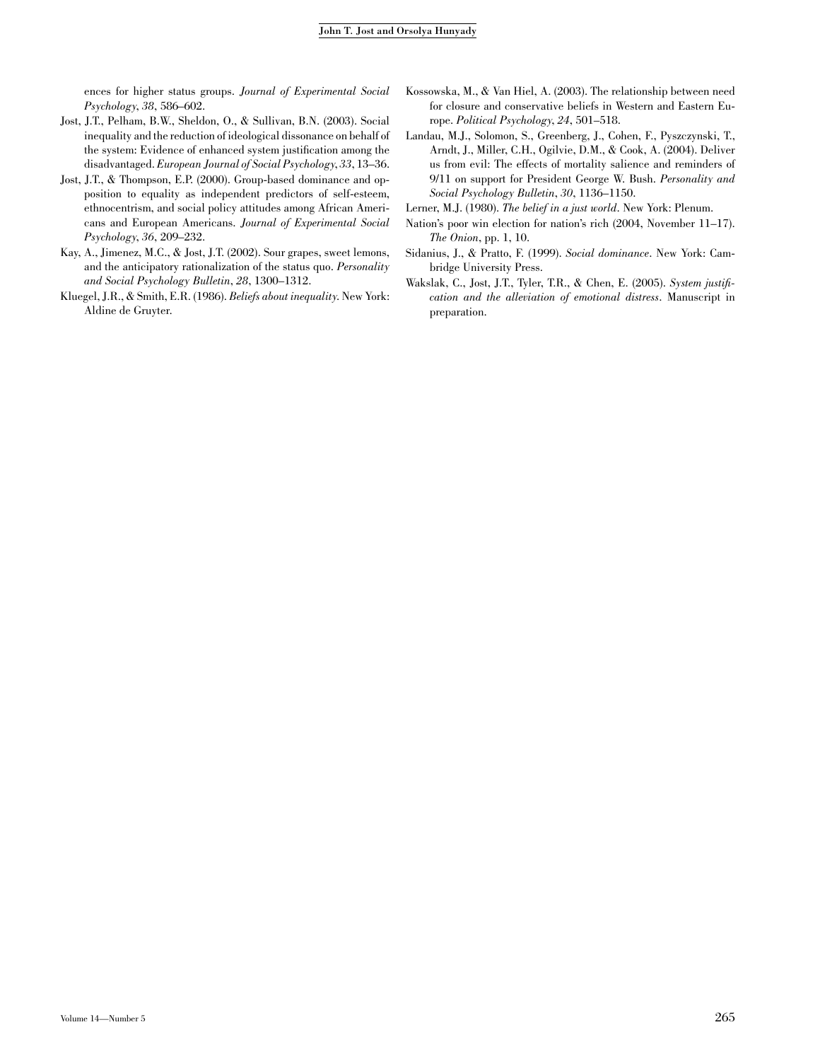ences for higher status groups. *Journal of Experimental Social Psychology*, *38*, 586–602.

Jost, J.T., Pelham, B.W., Sheldon, O., & Sullivan, B.N. (2003). Social inequality and the reduction of ideological dissonance on behalf of the system: Evidence of enhanced system justification among the disadvantaged. *European Journal of Social Psychology*, *33*, 13–36.

Jost, J.T., & Thompson, E.P. (2000). Group-based dominance and opposition to equality as independent predictors of self-esteem, ethnocentrism, and social policy attitudes among African Americans and European Americans. *Journal of Experimental Social Psychology*, *36*, 209–232.

Kay, A., Jimenez, M.C., & Jost, J.T. (2002). Sour grapes, sweet lemons, and the anticipatory rationalization of the status quo. *Personality and Social Psychology Bulletin*, *28*, 1300–1312.

Kluegel, J.R., & Smith, E.R. (1986). *Beliefs about inequality*. New York: Aldine de Gruyter.

Kossowska, M., & Van Hiel, A. (2003). The relationship between need for closure and conservative beliefs in Western and Eastern Europe. *Political Psychology*, *24*, 501–518.

Landau, M.J., Solomon, S., Greenberg, J., Cohen, F., Pyszczynski, T., Arndt, J., Miller, C.H., Ogilvie, D.M., & Cook, A. (2004). Deliver us from evil: The effects of mortality salience and reminders of 9/11 on support for President George W. Bush. *Personality and Social Psychology Bulletin*, *30*, 1136–1150.

Lerner, M.J. (1980). *The belief in a just world*. New York: Plenum.

Nation's poor win election for nation's rich (2004, November 11–17). *The Onion*, pp. 1, 10.

Sidanius, J., & Pratto, F. (1999). *Social dominance*. New York: Cambridge University Press.

Wakslak, C., Jost, J.T., Tyler, T.R., & Chen, E. (2005). *System justification and the alleviation of emotional distress*. Manuscript in preparation.